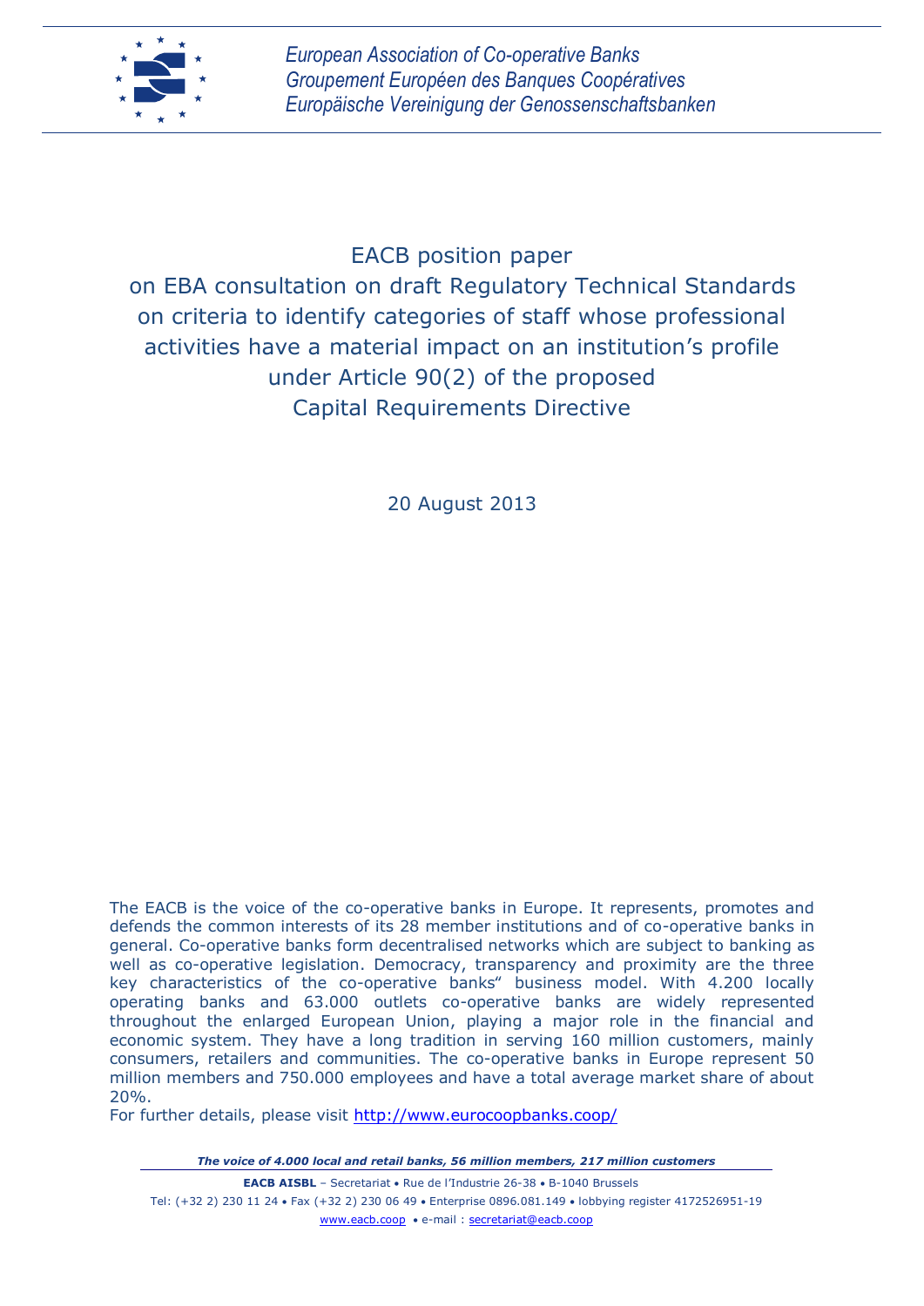*European Association of Co-operative Banks*
*Groupement Européen des Banques Coopératives*
*Europäische Vereinigung der Genossenschaftsbanken*

# EACB position paper on EBA consultation on draft Regulatory Technical Standards on criteria to identify categories of staff whose professional activities have a material impact on an institution's profile under Article 90(2) of the proposed Capital Requirements Directive

20 August 2013

The EACB is the voice of the co-operative banks in Europe. It represents, promotes and defends the common interests of its 28 member institutions and of co-operative banks in general. Co-operative banks form decentralised networks which are subject to banking as well as co-operative legislation. Democracy, transparency and proximity are the three key characteristics of the co-operative banks" business model. With 4.200 locally operating banks and 63.000 outlets co-operative banks are widely represented throughout the enlarged European Union, playing a major role in the financial and economic system. They have a long tradition in serving 160 million customers, mainly consumers, retailers and communities. The co-operative banks in Europe represent 50 million members and 750.000 employees and have a total average market share of about 20%.
For further details, please visit http://www.eurocoopbanks.coop/

***The voice of 4.000 local and retail banks, 56 million members, 217 million customers***

**EACB AISBL** – Secretariat • Rue de l'Industrie 26-38 • B-1040 Brussels
Tel: (+32 2) 230 11 24 • Fax (+32 2) 230 06 49 • Enterprise 0896.081.149 • lobbying register 4172526951-19
www.eacb.coop • e-mail : secretariat@eacb.coop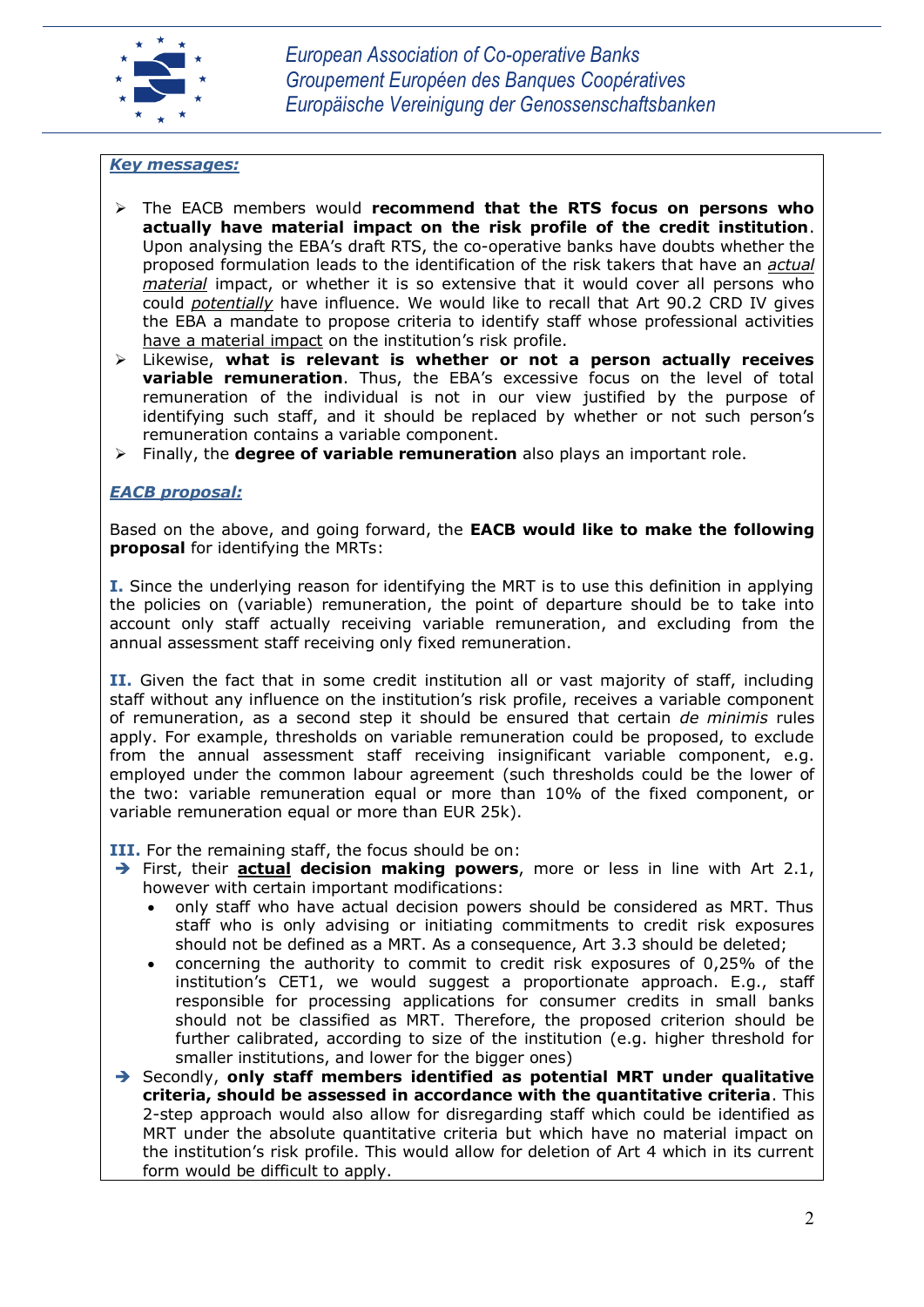***Key messages:***

- The EACB members would **recommend that the RTS focus on persons who actually have material impact on the risk profile of the credit institution**. Upon analysing the EBA's draft RTS, the co-operative banks have doubts whether the proposed formulation leads to the identification of the risk takers that have an *actual material* impact, or whether it is so extensive that it would cover all persons who could *potentially* have influence. We would like to recall that Art 90.2 CRD IV gives the EBA a mandate to propose criteria to identify staff whose professional activities have a material impact on the institution's risk profile.
- Likewise, **what is relevant is whether or not a person actually receives variable remuneration**. Thus, the EBA's excessive focus on the level of total remuneration of the individual is not in our view justified by the purpose of identifying such staff, and it should be replaced by whether or not such person's remuneration contains a variable component.
- Finally, the **degree of variable remuneration** also plays an important role.

***EACB proposal:***

Based on the above, and going forward, the **EACB would like to make the following proposal** for identifying the MRTs:

**I.** Since the underlying reason for identifying the MRT is to use this definition in applying the policies on (variable) remuneration, the point of departure should be to take into account only staff actually receiving variable remuneration, and excluding from the annual assessment staff receiving only fixed remuneration.

**II.** Given the fact that in some credit institution all or vast majority of staff, including staff without any influence on the institution's risk profile, receives a variable component of remuneration, as a second step it should be ensured that certain *de minimis* rules apply. For example, thresholds on variable remuneration could be proposed, to exclude from the annual assessment staff receiving insignificant variable component, e.g. employed under the common labour agreement (such thresholds could be the lower of the two: variable remuneration equal or more than 10% of the fixed component, or variable remuneration equal or more than EUR 25k).

**III.** For the remaining staff, the focus should be on:

- First, their **actual decision making powers**, more or less in line with Art 2.1, however with certain important modifications:
  - only staff who have actual decision powers should be considered as MRT. Thus staff who is only advising or initiating commitments to credit risk exposures should not be defined as a MRT. As a consequence, Art 3.3 should be deleted;
  - concerning the authority to commit to credit risk exposures of 0,25% of the institution's CET1, we would suggest a proportionate approach. E.g., staff responsible for processing applications for consumer credits in small banks should not be classified as MRT. Therefore, the proposed criterion should be further calibrated, according to size of the institution (e.g. higher threshold for smaller institutions, and lower for the bigger ones)
- Secondly, **only staff members identified as potential MRT under qualitative criteria, should be assessed in accordance with the quantitative criteria**. This 2-step approach would also allow for disregarding staff which could be identified as MRT under the absolute quantitative criteria but which have no material impact on the institution's risk profile. This would allow for deletion of Art 4 which in its current form would be difficult to apply.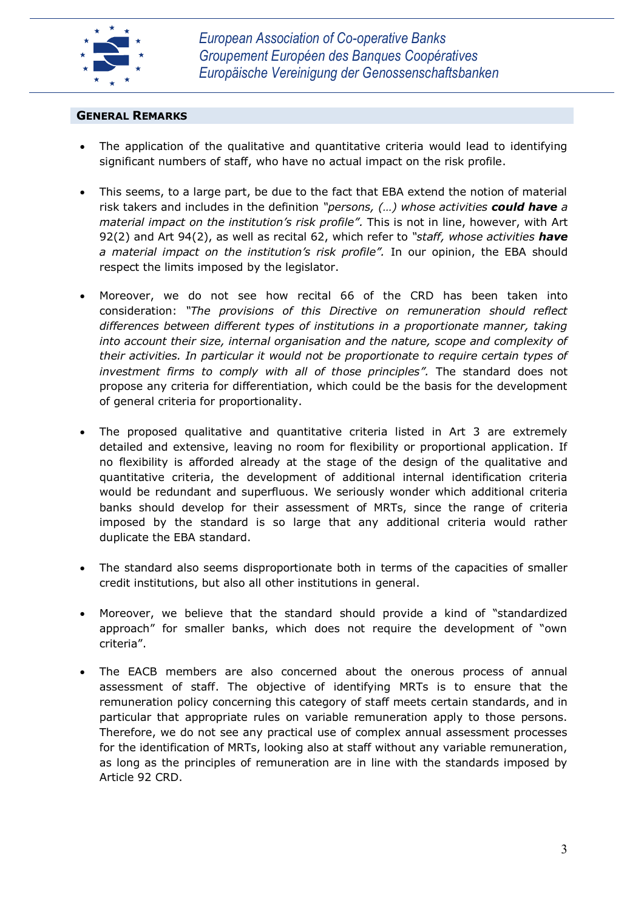## GENERAL REMARKS

- The application of the qualitative and quantitative criteria would lead to identifying significant numbers of staff, who have no actual impact on the risk profile.

- This seems, to a large part, be due to the fact that EBA extend the notion of material risk takers and includes in the definition *"persons, (…) whose activities **could have** a material impact on the institution's risk profile".* This is not in line, however, with Art 92(2) and Art 94(2), as well as recital 62, which refer to *"staff, whose activities **have** a material impact on the institution's risk profile".* In our opinion, the EBA should respect the limits imposed by the legislator.

- Moreover, we do not see how recital 66 of the CRD has been taken into consideration: *"The provisions of this Directive on remuneration should reflect differences between different types of institutions in a proportionate manner, taking into account their size, internal organisation and the nature, scope and complexity of their activities. In particular it would not be proportionate to require certain types of investment firms to comply with all of those principles".* The standard does not propose any criteria for differentiation, which could be the basis for the development of general criteria for proportionality.

- The proposed qualitative and quantitative criteria listed in Art 3 are extremely detailed and extensive, leaving no room for flexibility or proportional application. If no flexibility is afforded already at the stage of the design of the qualitative and quantitative criteria, the development of additional internal identification criteria would be redundant and superfluous. We seriously wonder which additional criteria banks should develop for their assessment of MRTs, since the range of criteria imposed by the standard is so large that any additional criteria would rather duplicate the EBA standard.

- The standard also seems disproportionate both in terms of the capacities of smaller credit institutions, but also all other institutions in general.

- Moreover, we believe that the standard should provide a kind of "standardized approach" for smaller banks, which does not require the development of "own criteria".

- The EACB members are also concerned about the onerous process of annual assessment of staff. The objective of identifying MRTs is to ensure that the remuneration policy concerning this category of staff meets certain standards, and in particular that appropriate rules on variable remuneration apply to those persons. Therefore, we do not see any practical use of complex annual assessment processes for the identification of MRTs, looking also at staff without any variable remuneration, as long as the principles of remuneration are in line with the standards imposed by Article 92 CRD.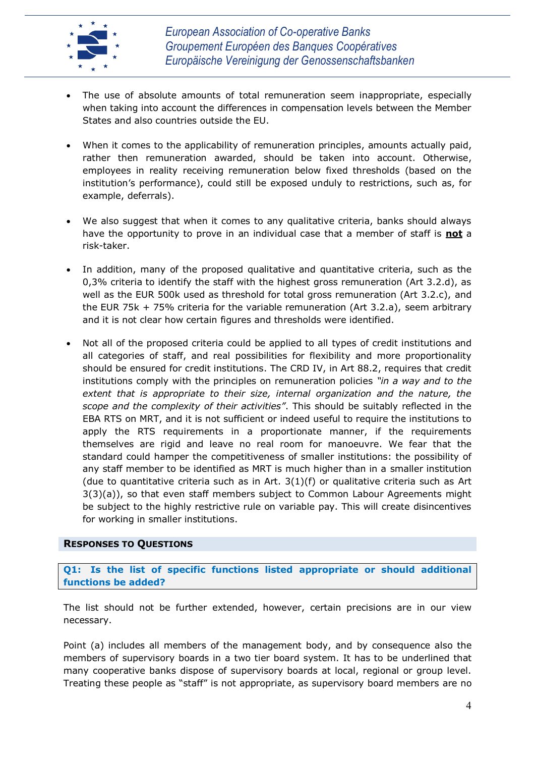- The use of absolute amounts of total remuneration seem inappropriate, especially when taking into account the differences in compensation levels between the Member States and also countries outside the EU.

- When it comes to the applicability of remuneration principles, amounts actually paid, rather then remuneration awarded, should be taken into account. Otherwise, employees in reality receiving remuneration below fixed thresholds (based on the institution's performance), could still be exposed unduly to restrictions, such as, for example, deferrals).

- We also suggest that when it comes to any qualitative criteria, banks should always have the opportunity to prove in an individual case that a member of staff is <u>**not**</u> a risk-taker.

- In addition, many of the proposed qualitative and quantitative criteria, such as the 0,3% criteria to identify the staff with the highest gross remuneration (Art 3.2.d), as well as the EUR 500k used as threshold for total gross remuneration (Art 3.2.c), and the EUR 75k + 75% criteria for the variable remuneration (Art 3.2.a), seem arbitrary and it is not clear how certain figures and thresholds were identified.

- Not all of the proposed criteria could be applied to all types of credit institutions and all categories of staff, and real possibilities for flexibility and more proportionality should be ensured for credit institutions. The CRD IV, in Art 88.2, requires that credit institutions comply with the principles on remuneration policies *"in a way and to the extent that is appropriate to their size, internal organization and the nature, the scope and the complexity of their activities"*. This should be suitably reflected in the EBA RTS on MRT, and it is not sufficient or indeed useful to require the institutions to apply the RTS requirements in a proportionate manner, if the requirements themselves are rigid and leave no real room for manoeuvre. We fear that the standard could hamper the competitiveness of smaller institutions: the possibility of any staff member to be identified as MRT is much higher than in a smaller institution (due to quantitative criteria such as in Art. 3(1)(f) or qualitative criteria such as Art 3(3)(a)), so that even staff members subject to Common Labour Agreements might be subject to the highly restrictive rule on variable pay. This will create disincentives for working in smaller institutions.

## Responses to Questions

### Q1: Is the list of specific functions listed appropriate or should additional functions be added?

The list should not be further extended, however, certain precisions are in our view necessary.

Point (a) includes all members of the management body, and by consequence also the members of supervisory boards in a two tier board system. It has to be underlined that many cooperative banks dispose of supervisory boards at local, regional or group level. Treating these people as "staff" is not appropriate, as supervisory board members are no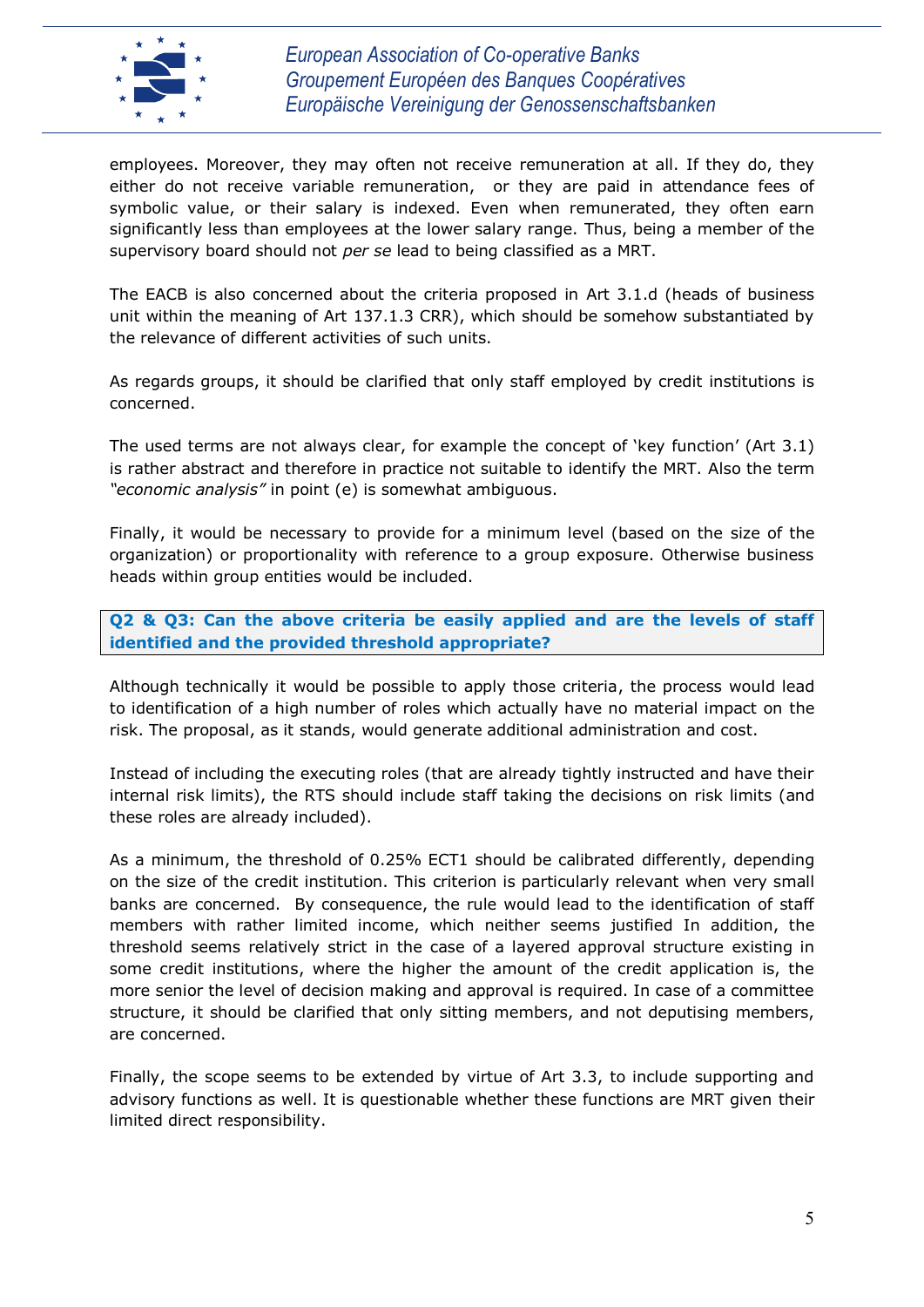employees. Moreover, they may often not receive remuneration at all. If they do, they either do not receive variable remuneration, or they are paid in attendance fees of symbolic value, or their salary is indexed. Even when remunerated, they often earn significantly less than employees at the lower salary range. Thus, being a member of the supervisory board should not *per se* lead to being classified as a MRT.

The EACB is also concerned about the criteria proposed in Art 3.1.d (heads of business unit within the meaning of Art 137.1.3 CRR), which should be somehow substantiated by the relevance of different activities of such units.

As regards groups, it should be clarified that only staff employed by credit institutions is concerned.

The used terms are not always clear, for example the concept of 'key function' (Art 3.1) is rather abstract and therefore in practice not suitable to identify the MRT. Also the term *"economic analysis"* in point (e) is somewhat ambiguous.

Finally, it would be necessary to provide for a minimum level (based on the size of the organization) or proportionality with reference to a group exposure. Otherwise business heads within group entities would be included.

**Q2 & Q3: Can the above criteria be easily applied and are the levels of staff identified and the provided threshold appropriate?**

Although technically it would be possible to apply those criteria, the process would lead to identification of a high number of roles which actually have no material impact on the risk. The proposal, as it stands, would generate additional administration and cost.

Instead of including the executing roles (that are already tightly instructed and have their internal risk limits), the RTS should include staff taking the decisions on risk limits (and these roles are already included).

As a minimum, the threshold of 0.25% ECT1 should be calibrated differently, depending on the size of the credit institution. This criterion is particularly relevant when very small banks are concerned. By consequence, the rule would lead to the identification of staff members with rather limited income, which neither seems justified In addition, the threshold seems relatively strict in the case of a layered approval structure existing in some credit institutions, where the higher the amount of the credit application is, the more senior the level of decision making and approval is required. In case of a committee structure, it should be clarified that only sitting members, and not deputising members, are concerned.

Finally, the scope seems to be extended by virtue of Art 3.3, to include supporting and advisory functions as well. It is questionable whether these functions are MRT given their limited direct responsibility.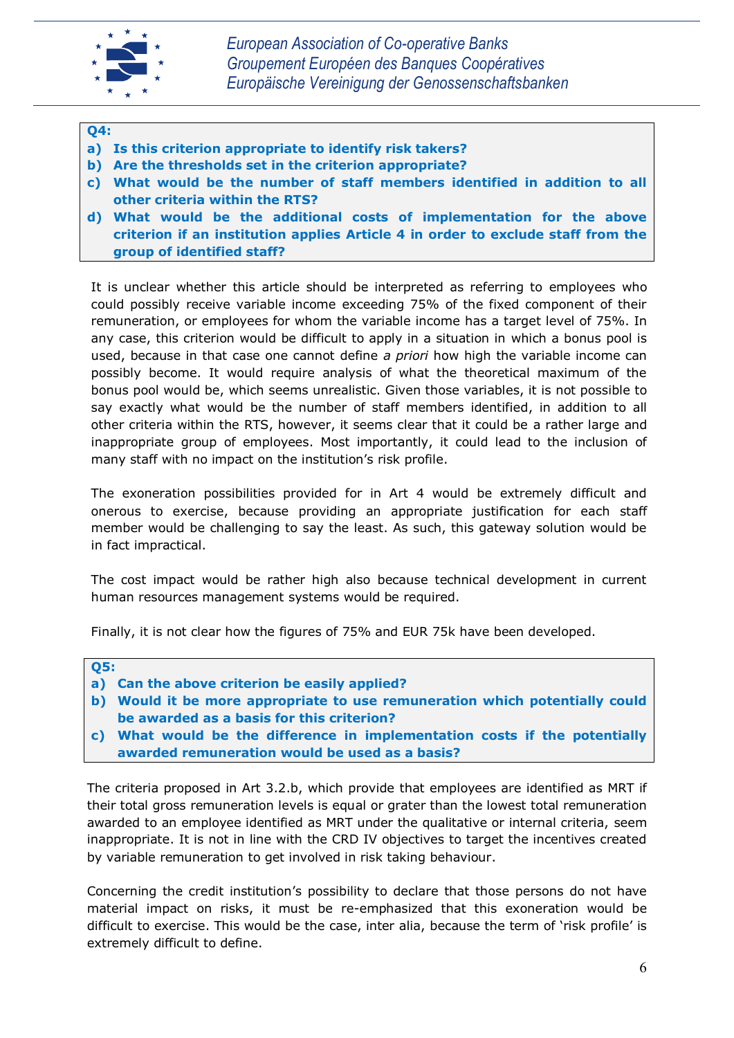**Q4:**

- **a) Is this criterion appropriate to identify risk takers?**
- **b) Are the thresholds set in the criterion appropriate?**
- **c) What would be the number of staff members identified in addition to all other criteria within the RTS?**
- **d) What would be the additional costs of implementation for the above criterion if an institution applies Article 4 in order to exclude staff from the group of identified staff?**

It is unclear whether this article should be interpreted as referring to employees who could possibly receive variable income exceeding 75% of the fixed component of their remuneration, or employees for whom the variable income has a target level of 75%. In any case, this criterion would be difficult to apply in a situation in which a bonus pool is used, because in that case one cannot define *a priori* how high the variable income can possibly become. It would require analysis of what the theoretical maximum of the bonus pool would be, which seems unrealistic. Given those variables, it is not possible to say exactly what would be the number of staff members identified, in addition to all other criteria within the RTS, however, it seems clear that it could be a rather large and inappropriate group of employees. Most importantly, it could lead to the inclusion of many staff with no impact on the institution's risk profile.

The exoneration possibilities provided for in Art 4 would be extremely difficult and onerous to exercise, because providing an appropriate justification for each staff member would be challenging to say the least. As such, this gateway solution would be in fact impractical.

The cost impact would be rather high also because technical development in current human resources management systems would be required.

Finally, it is not clear how the figures of 75% and EUR 75k have been developed.

**Q5:**

- **a) Can the above criterion be easily applied?**
- **b) Would it be more appropriate to use remuneration which potentially could be awarded as a basis for this criterion?**
- **c) What would be the difference in implementation costs if the potentially awarded remuneration would be used as a basis?**

The criteria proposed in Art 3.2.b, which provide that employees are identified as MRT if their total gross remuneration levels is equal or grater than the lowest total remuneration awarded to an employee identified as MRT under the qualitative or internal criteria, seem inappropriate. It is not in line with the CRD IV objectives to target the incentives created by variable remuneration to get involved in risk taking behaviour.

Concerning the credit institution's possibility to declare that those persons do not have material impact on risks, it must be re-emphasized that this exoneration would be difficult to exercise. This would be the case, inter alia, because the term of 'risk profile' is extremely difficult to define.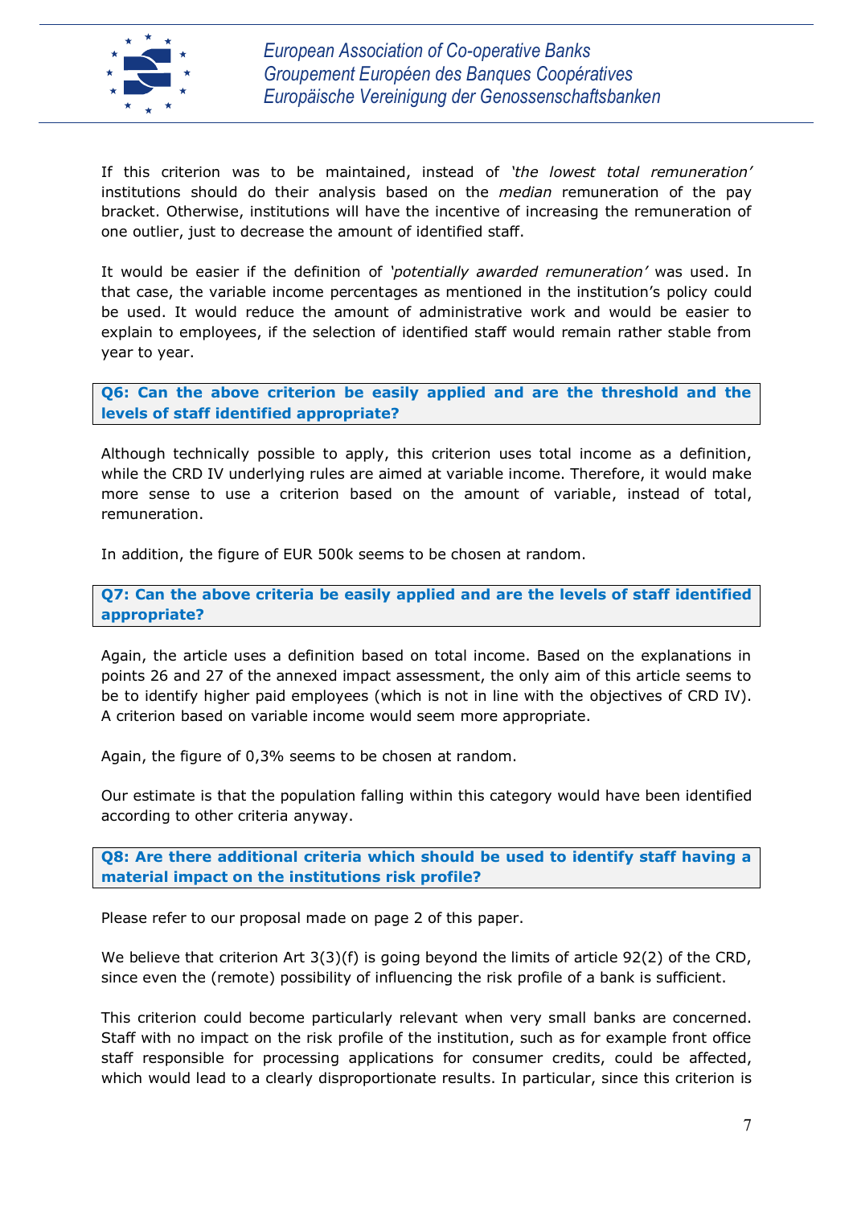If this criterion was to be maintained, instead of *'the lowest total remuneration'* institutions should do their analysis based on the *median* remuneration of the pay bracket. Otherwise, institutions will have the incentive of increasing the remuneration of one outlier, just to decrease the amount of identified staff.

It would be easier if the definition of *'potentially awarded remuneration'* was used. In that case, the variable income percentages as mentioned in the institution's policy could be used. It would reduce the amount of administrative work and would be easier to explain to employees, if the selection of identified staff would remain rather stable from year to year.

**Q6: Can the above criterion be easily applied and are the threshold and the levels of staff identified appropriate?**

Although technically possible to apply, this criterion uses total income as a definition, while the CRD IV underlying rules are aimed at variable income. Therefore, it would make more sense to use a criterion based on the amount of variable, instead of total, remuneration.

In addition, the figure of EUR 500k seems to be chosen at random.

**Q7: Can the above criteria be easily applied and are the levels of staff identified appropriate?**

Again, the article uses a definition based on total income. Based on the explanations in points 26 and 27 of the annexed impact assessment, the only aim of this article seems to be to identify higher paid employees (which is not in line with the objectives of CRD IV). A criterion based on variable income would seem more appropriate.

Again, the figure of 0,3% seems to be chosen at random.

Our estimate is that the population falling within this category would have been identified according to other criteria anyway.

**Q8: Are there additional criteria which should be used to identify staff having a material impact on the institutions risk profile?**

Please refer to our proposal made on page 2 of this paper.

We believe that criterion Art 3(3)(f) is going beyond the limits of article 92(2) of the CRD, since even the (remote) possibility of influencing the risk profile of a bank is sufficient.

This criterion could become particularly relevant when very small banks are concerned. Staff with no impact on the risk profile of the institution, such as for example front office staff responsible for processing applications for consumer credits, could be affected, which would lead to a clearly disproportionate results. In particular, since this criterion is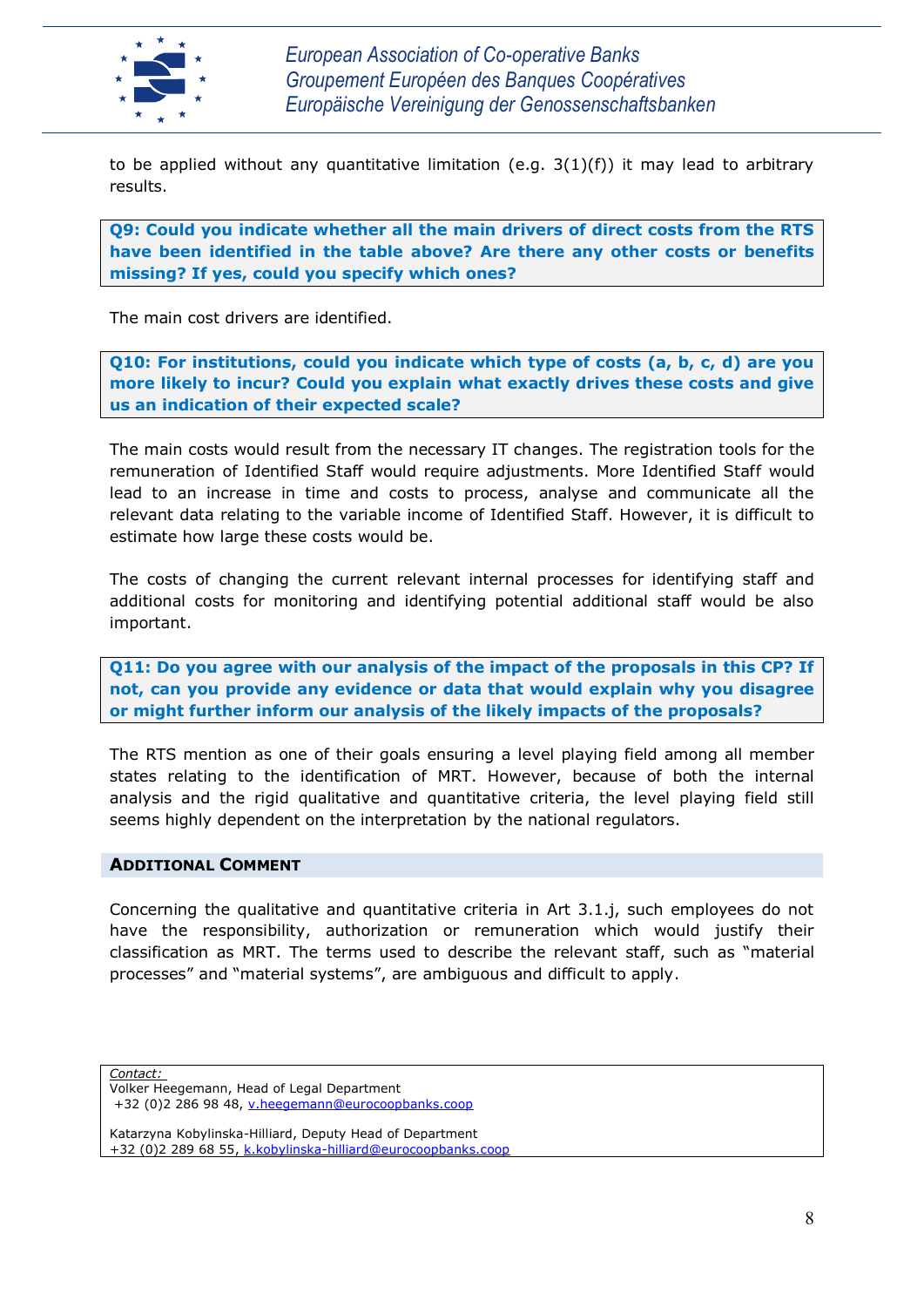to be applied without any quantitative limitation (e.g. 3(1)(f)) it may lead to arbitrary results.

**Q9: Could you indicate whether all the main drivers of direct costs from the RTS have been identified in the table above? Are there any other costs or benefits missing? If yes, could you specify which ones?**

The main cost drivers are identified.

**Q10: For institutions, could you indicate which type of costs (a, b, c, d) are you more likely to incur? Could you explain what exactly drives these costs and give us an indication of their expected scale?**

The main costs would result from the necessary IT changes. The registration tools for the remuneration of Identified Staff would require adjustments. More Identified Staff would lead to an increase in time and costs to process, analyse and communicate all the relevant data relating to the variable income of Identified Staff. However, it is difficult to estimate how large these costs would be.

The costs of changing the current relevant internal processes for identifying staff and additional costs for monitoring and identifying potential additional staff would be also important.

**Q11: Do you agree with our analysis of the impact of the proposals in this CP? If not, can you provide any evidence or data that would explain why you disagree or might further inform our analysis of the likely impacts of the proposals?**

The RTS mention as one of their goals ensuring a level playing field among all member states relating to the identification of MRT. However, because of both the internal analysis and the rigid qualitative and quantitative criteria, the level playing field still seems highly dependent on the interpretation by the national regulators.

## Additional Comment

Concerning the qualitative and quantitative criteria in Art 3.1.j, such employees do not have the responsibility, authorization or remuneration which would justify their classification as MRT. The terms used to describe the relevant staff, such as "material processes" and "material systems", are ambiguous and difficult to apply.

*Contact:*
Volker Heegemann, Head of Legal Department
+32 (0)2 286 98 48, v.heegemann@eurocoopbanks.coop

Katarzyna Kobylinska-Hilliard, Deputy Head of Department
+32 (0)2 289 68 55, k.kobylinska-hilliard@eurocoopbanks.coop